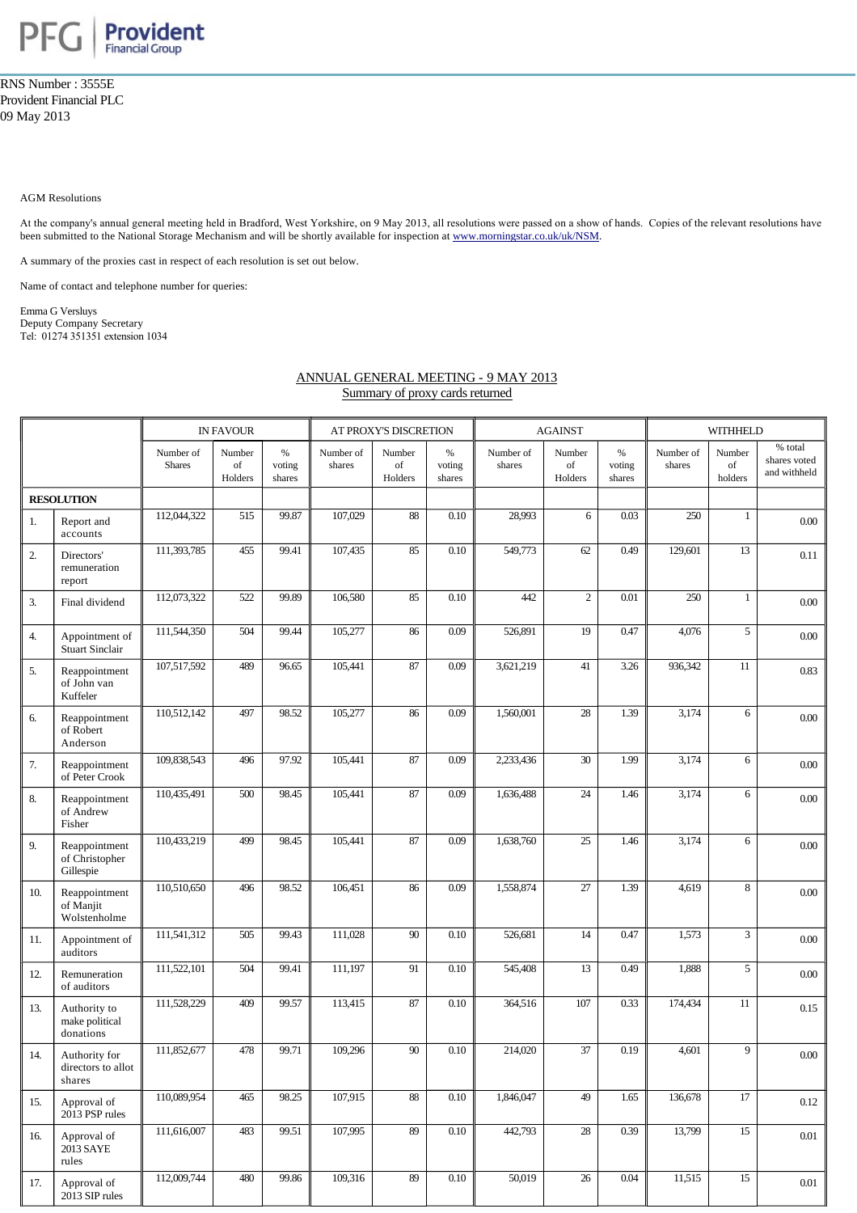PFG | Provident Financial Group

RNS Number : 3555E
Provident Financial PLC
09 May 2013

AGM Resolutions

At the company's annual general meeting held in Bradford, West Yorkshire, on 9 May 2013, all resolutions were passed on a show of hands. Copies of the relevant resolutions have been submitted to the National Storage Mechanism and will be shortly available for inspection at www.morningstar.co.uk/uk/NSM.

A summary of the proxies cast in respect of each resolution is set out below.

Name of contact and telephone number for queries:

Emma G Versluys
Deputy Company Secretary
Tel: 01274 351351 extension 1034

ANNUAL GENERAL MEETING - 9 MAY 2013
Summary of proxy cards returned

| | | IN FAVOUR | | | AT PROXY'S DISCRETION | | | AGAINST | | | WITHHELD | | |
|---|---|---|---|---|---|---|---|---|---|---|---|---|---|
| | | Number of Shares | Number of Holders | % voting shares | Number of shares | Number of Holders | % voting shares | Number of shares | Number of Holders | % voting shares | Number of shares | Number of holders | % total shares voted and withheld |
| **RESOLUTION** | | | | | | | | | | | | | |
| 1. | Report and accounts | 112,044,322 | 515 | 99.87 | 107,029 | 88 | 0.10 | 28,993 | 6 | 0.03 | 250 | 1 | 0.00 |
| 2. | Directors' remuneration report | 111,393,785 | 455 | 99.41 | 107,435 | 85 | 0.10 | 549,773 | 62 | 0.49 | 129,601 | 13 | 0.11 |
| 3. | Final dividend | 112,073,322 | 522 | 99.89 | 106,580 | 85 | 0.10 | 442 | 2 | 0.01 | 250 | 1 | 0.00 |
| 4. | Appointment of Stuart Sinclair | 111,544,350 | 504 | 99.44 | 105,277 | 86 | 0.09 | 526,891 | 19 | 0.47 | 4,076 | 5 | 0.00 |
| 5. | Reappointment of John van Kuffeler | 107,517,592 | 489 | 96.65 | 105,441 | 87 | 0.09 | 3,621,219 | 41 | 3.26 | 936,342 | 11 | 0.83 |
| 6. | Reappointment of Robert Anderson | 110,512,142 | 497 | 98.52 | 105,277 | 86 | 0.09 | 1,560,001 | 28 | 1.39 | 3,174 | 6 | 0.00 |
| 7. | Reappointment of Peter Crook | 109,838,543 | 496 | 97.92 | 105,441 | 87 | 0.09 | 2,233,436 | 30 | 1.99 | 3,174 | 6 | 0.00 |
| 8. | Reappointment of Andrew Fisher | 110,435,491 | 500 | 98.45 | 105,441 | 87 | 0.09 | 1,636,488 | 24 | 1.46 | 3,174 | 6 | 0.00 |
| 9. | Reappointment of Christopher Gillespie | 110,433,219 | 499 | 98.45 | 105,441 | 87 | 0.09 | 1,638,760 | 25 | 1.46 | 3,174 | 6 | 0.00 |
| 10. | Reappointment of Manjit Wolstenholme | 110,510,650 | 496 | 98.52 | 106,451 | 86 | 0.09 | 1,558,874 | 27 | 1.39 | 4,619 | 8 | 0.00 |
| 11. | Appointment of auditors | 111,541,312 | 505 | 99.43 | 111,028 | 90 | 0.10 | 526,681 | 14 | 0.47 | 1,573 | 3 | 0.00 |
| 12. | Remuneration of auditors | 111,522,101 | 504 | 99.41 | 111,197 | 91 | 0.10 | 545,408 | 13 | 0.49 | 1,888 | 5 | 0.00 |
| 13. | Authority to make political donations | 111,528,229 | 409 | 99.57 | 113,415 | 87 | 0.10 | 364,516 | 107 | 0.33 | 174,434 | 11 | 0.15 |
| 14. | Authority for directors to allot shares | 111,852,677 | 478 | 99.71 | 109,296 | 90 | 0.10 | 214,020 | 37 | 0.19 | 4,601 | 9 | 0.00 |
| 15. | Approval of 2013 PSP rules | 110,089,954 | 465 | 98.25 | 107,915 | 88 | 0.10 | 1,846,047 | 49 | 1.65 | 136,678 | 17 | 0.12 |
| 16. | Approval of 2013 SAYE rules | 111,616,007 | 483 | 99.51 | 107,995 | 89 | 0.10 | 442,793 | 28 | 0.39 | 13,799 | 15 | 0.01 |
| 17. | Approval of 2013 SIP rules | 112,009,744 | 480 | 99.86 | 109,316 | 89 | 0.10 | 50,019 | 26 | 0.04 | 11,515 | 15 | 0.01 |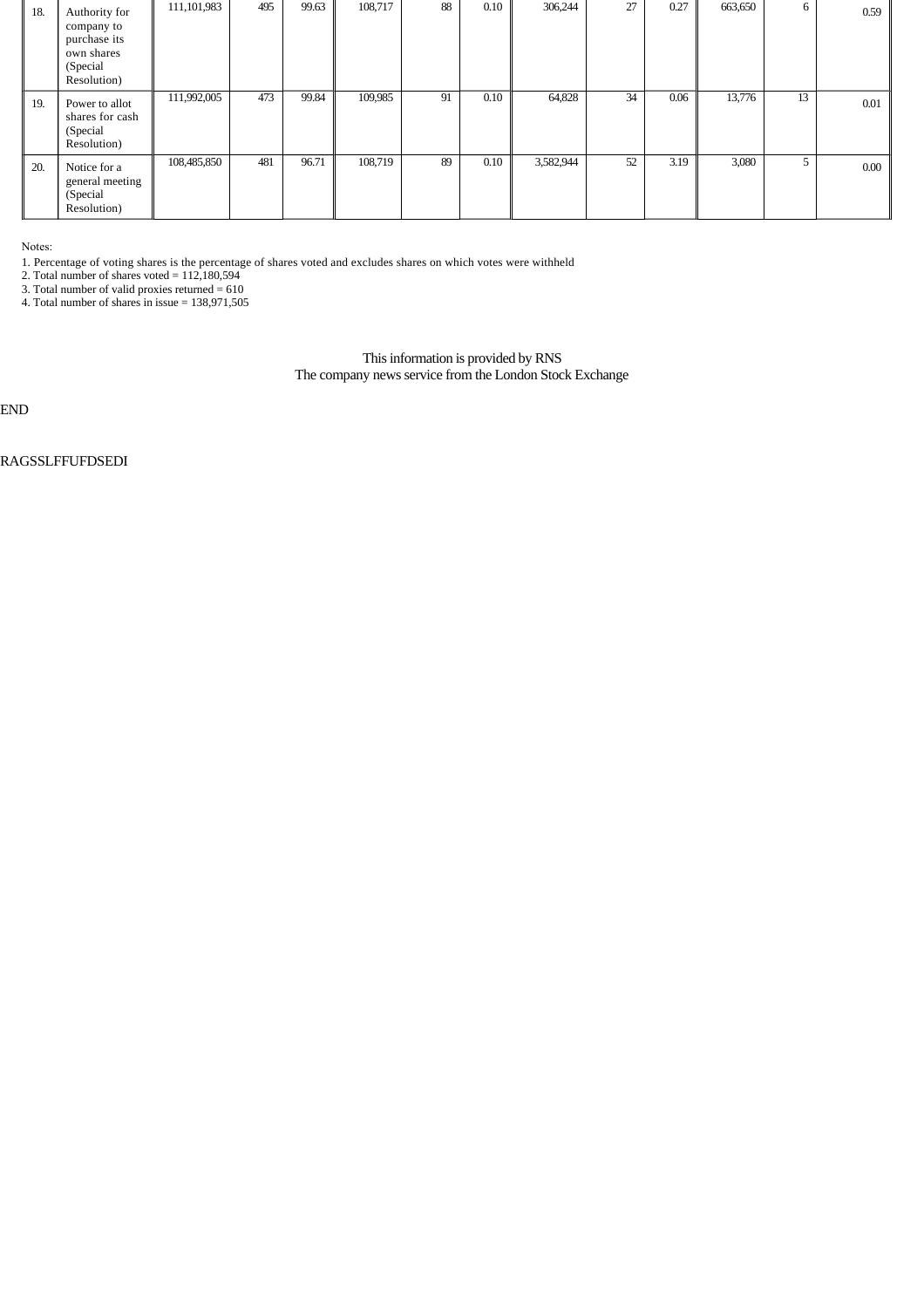| | | | | | | | | | | | | | |
|---|---|---|---|---|---|---|---|---|---|---|---|---|---|
| 18. | Authority for company to purchase its own shares (Special Resolution) | 111,101,983 | 495 | 99.63 | 108,717 | 88 | 0.10 | 306,244 | 27 | 0.27 | 663,650 | 6 | 0.59 |
| 19. | Power to allot shares for cash (Special Resolution) | 111,992,005 | 473 | 99.84 | 109,985 | 91 | 0.10 | 64,828 | 34 | 0.06 | 13,776 | 13 | 0.01 |
| 20. | Notice for a general meeting (Special Resolution) | 108,485,850 | 481 | 96.71 | 108,719 | 89 | 0.10 | 3,582,944 | 52 | 3.19 | 3,080 | 5 | 0.00 |

Notes:

1. Percentage of voting shares is the percentage of shares voted and excludes shares on which votes were withheld
2. Total number of shares voted = 112,180,594
3. Total number of valid proxies returned = 610
4. Total number of shares in issue = 138,971,505

This information is provided by RNS
The company news service from the London Stock Exchange

END

RAGSSLFFUFDSEDI